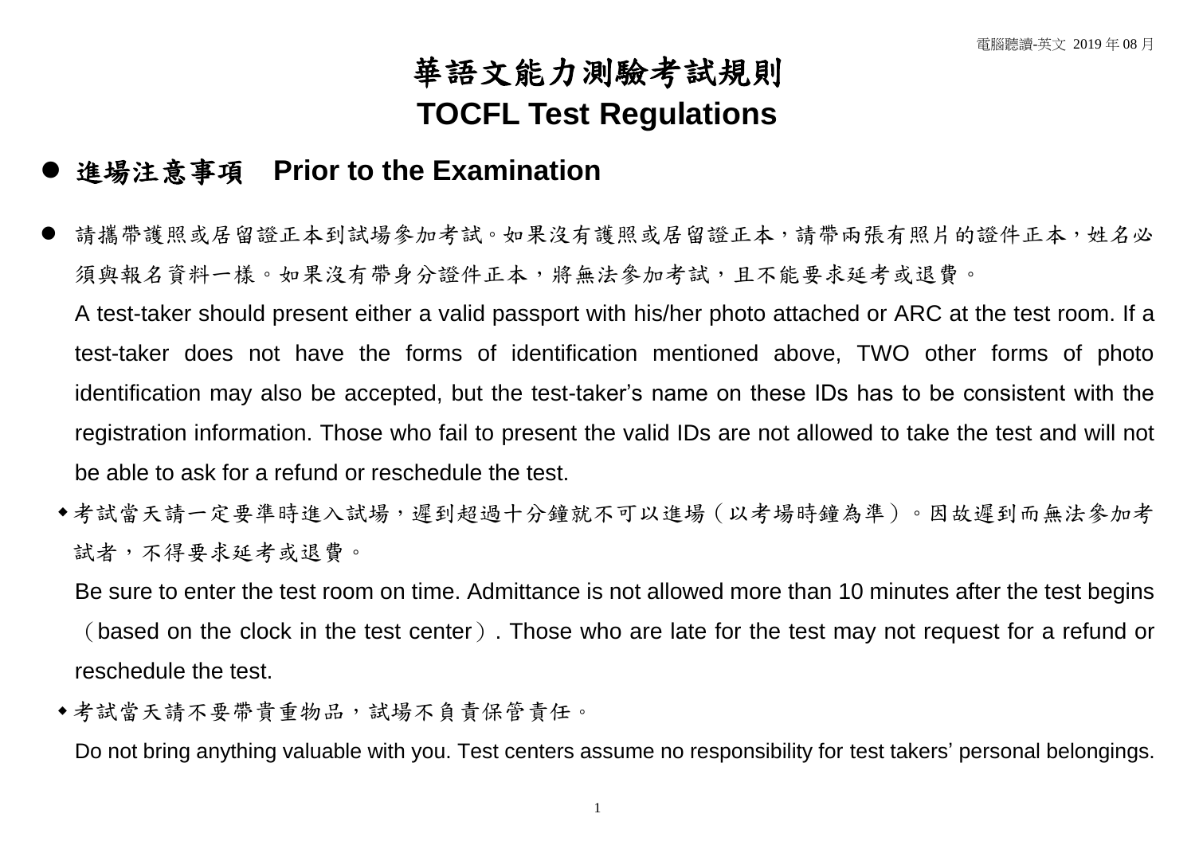# 華語文能力測驗考試規則
# TOCFL Test Regulations

## ● 進場注意事項　Prior to the Examination

- 請攜帶護照或居留證正本到試場參加考試。如果沒有護照或居留證正本，請帶兩張有照片的證件正本，姓名必須與報名資料一樣。如果沒有帶身分證件正本，將無法參加考試，且不能要求延考或退費。

  A test-taker should present either a valid passport with his/her photo attached or ARC at the test room. If a test-taker does not have the forms of identification mentioned above, TWO other forms of photo identification may also be accepted, but the test-taker's name on these IDs has to be consistent with the registration information. Those who fail to present the valid IDs are not allowed to take the test and will not be able to ask for a refund or reschedule the test.

- 考試當天請一定要準時進入試場，遲到超過十分鐘就不可以進場（以考場時鐘為準）。因故遲到而無法參加考試者，不得要求延考或退費。

  Be sure to enter the test room on time. Admittance is not allowed more than 10 minutes after the test begins（based on the clock in the test center）. Those who are late for the test may not request for a refund or reschedule the test.

- 考試當天請不要帶貴重物品，試場不負責保管責任。

  Do not bring anything valuable with you. Test centers assume no responsibility for test takers' personal belongings.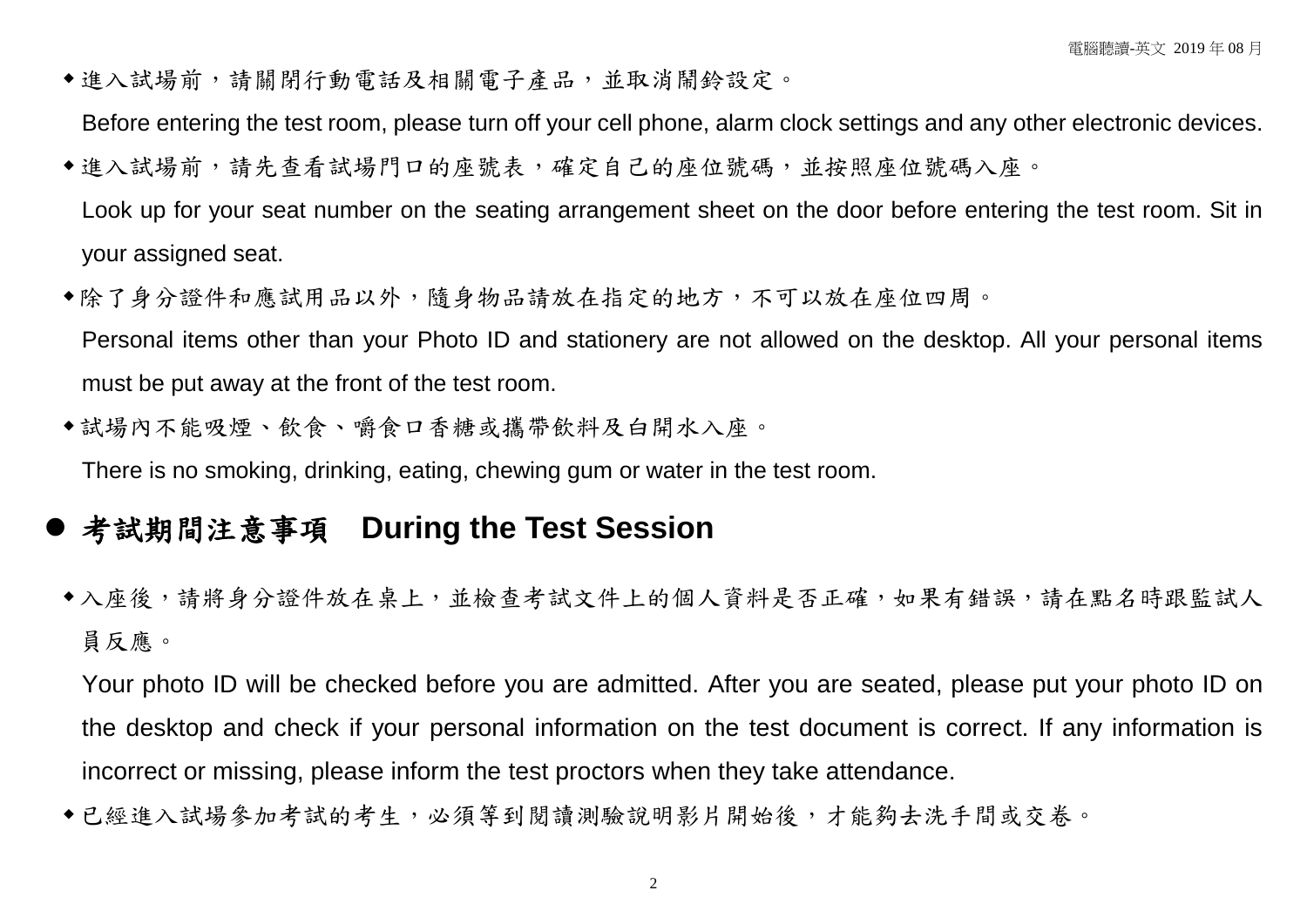- 進入試場前，請關閉行動電話及相關電子產品，並取消鬧鈴設定。

  Before entering the test room, please turn off your cell phone, alarm clock settings and any other electronic devices.

- 進入試場前，請先查看試場門口的座號表，確定自己的座位號碼，並按照座位號碼入座。

  Look up for your seat number on the seating arrangement sheet on the door before entering the test room. Sit in your assigned seat.

- 除了身分證件和應試用品以外，隨身物品請放在指定的地方，不可以放在座位四周。

  Personal items other than your Photo ID and stationery are not allowed on the desktop. All your personal items must be put away at the front of the test room.

- 試場內不能吸煙、飲食、嚼食口香糖或攜帶飲料及白開水入座。

  There is no smoking, drinking, eating, chewing gum or water in the test room.

## 考試期間注意事項　During the Test Session

- 入座後，請將身分證件放在桌上，並檢查考試文件上的個人資料是否正確，如果有錯誤，請在點名時跟監試人員反應。

  Your photo ID will be checked before you are admitted. After you are seated, please put your photo ID on the desktop and check if your personal information on the test document is correct. If any information is incorrect or missing, please inform the test proctors when they take attendance.

- 已經進入試場參加考試的考生，必須等到閱讀測驗說明影片開始後，才能夠去洗手間或交卷。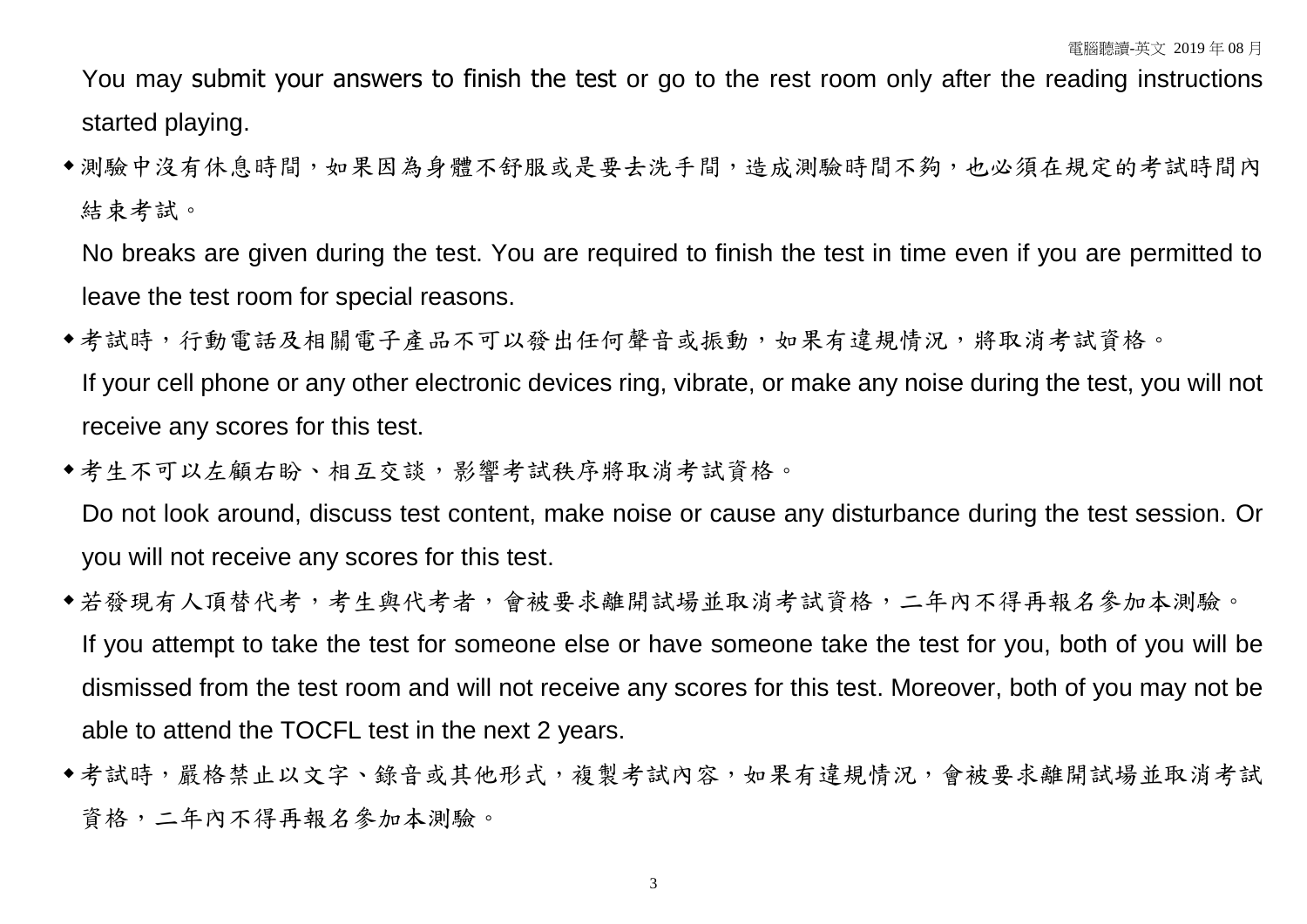You may submit your answers to finish the test or go to the rest room only after the reading instructions started playing.

- 測驗中沒有休息時間，如果因為身體不舒服或是要去洗手間，造成測驗時間不夠，也必須在規定的考試時間內結束考試。

  No breaks are given during the test. You are required to finish the test in time even if you are permitted to leave the test room for special reasons.

- 考試時，行動電話及相關電子產品不可以發出任何聲音或振動，如果有違規情況，將取消考試資格。

  If your cell phone or any other electronic devices ring, vibrate, or make any noise during the test, you will not receive any scores for this test.

- 考生不可以左顧右盼、相互交談，影響考試秩序將取消考試資格。

  Do not look around, discuss test content, make noise or cause any disturbance during the test session. Or you will not receive any scores for this test.

- 若發現有人頂替代考，考生與代考者，會被要求離開試場並取消考試資格，二年內不得再報名參加本測驗。

  If you attempt to take the test for someone else or have someone take the test for you, both of you will be dismissed from the test room and will not receive any scores for this test. Moreover, both of you may not be able to attend the TOCFL test in the next 2 years.

- 考試時，嚴格禁止以文字、錄音或其他形式，複製考試內容，如果有違規情況，會被要求離開試場並取消考試資格，二年內不得再報名參加本測驗。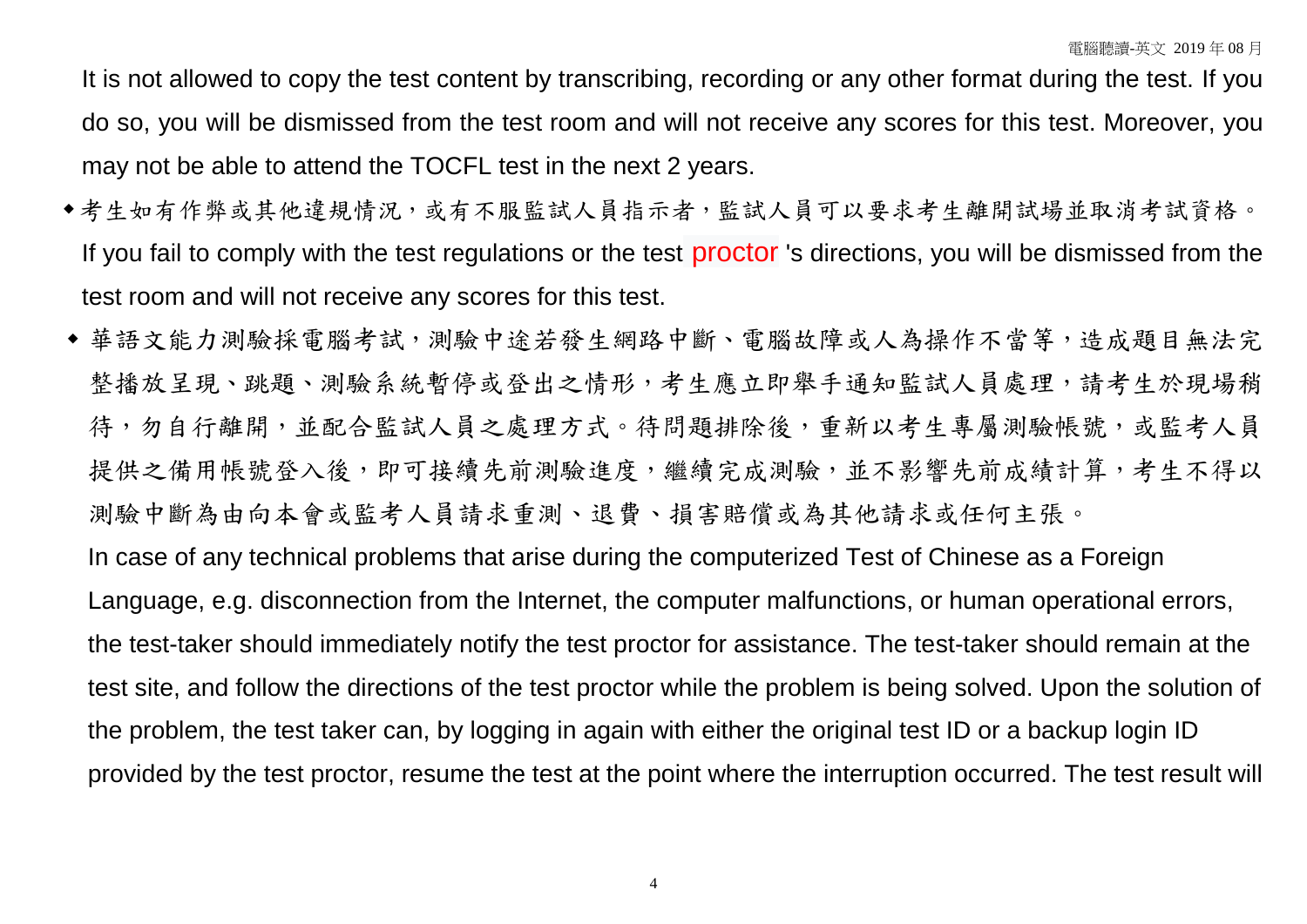It is not allowed to copy the test content by transcribing, recording or any other format during the test. If you do so, you will be dismissed from the test room and will not receive any scores for this test. Moreover, you may not be able to attend the TOCFL test in the next 2 years.

- 考生如有作弊或其他違規情況，或有不服監試人員指示者，監試人員可以要求考生離開試場並取消考試資格。
  If you fail to comply with the test regulations or the test proctor 's directions, you will be dismissed from the test room and will not receive any scores for this test.
- 華語文能力測驗採電腦考試，測驗中途若發生網路中斷、電腦故障或人為操作不當等，造成題目無法完整播放呈現、跳題、測驗系統暫停或登出之情形，考生應立即舉手通知監試人員處理，請考生於現場稍待，勿自行離開，並配合監試人員之處理方式。待問題排除後，重新以考生專屬測驗帳號，或監考人員提供之備用帳號登入後，即可接續先前測驗進度，繼續完成測驗，並不影響先前成績計算，考生不得以測驗中斷為由向本會或監考人員請求重測、退費、損害賠償或為其他請求或任何主張。
  In case of any technical problems that arise during the computerized Test of Chinese as a Foreign Language, e.g. disconnection from the Internet, the computer malfunctions, or human operational errors, the test-taker should immediately notify the test proctor for assistance. The test-taker should remain at the test site, and follow the directions of the test proctor while the problem is being solved. Upon the solution of the problem, the test taker can, by logging in again with either the original test ID or a backup login ID provided by the test proctor, resume the test at the point where the interruption occurred. The test result will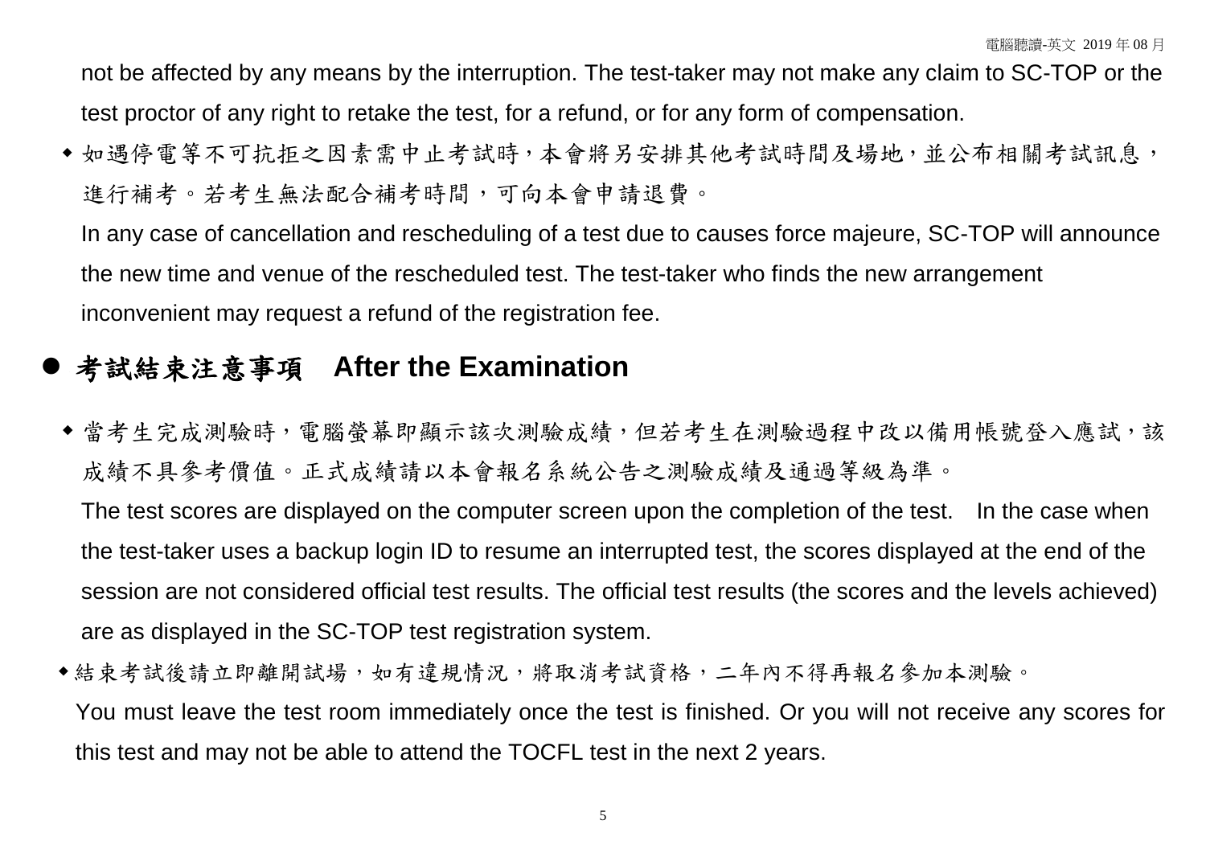not be affected by any means by the interruption. The test-taker may not make any claim to SC-TOP or the test proctor of any right to retake the test, for a refund, or for any form of compensation.

- 如遇停電等不可抗拒之因素需中止考試時，本會將另安排其他考試時間及場地，並公布相關考試訊息，進行補考。若考生無法配合補考時間，可向本會申請退費。

  In any case of cancellation and rescheduling of a test due to causes force majeure, SC-TOP will announce the new time and venue of the rescheduled test. The test-taker who finds the new arrangement inconvenient may request a refund of the registration fee.

## 考試結束注意事項　After the Examination

- 當考生完成測驗時，電腦螢幕即顯示該次測驗成績，但若考生在測驗過程中改以備用帳號登入應試，該成績不具參考價值。正式成績請以本會報名系統公告之測驗成績及通過等級為準。

  The test scores are displayed on the computer screen upon the completion of the test.　In the case when the test-taker uses a backup login ID to resume an interrupted test, the scores displayed at the end of the session are not considered official test results. The official test results (the scores and the levels achieved) are as displayed in the SC-TOP test registration system.

- 結束考試後請立即離開試場，如有違規情況，將取消考試資格，二年內不得再報名參加本測驗。

  You must leave the test room immediately once the test is finished. Or you will not receive any scores for this test and may not be able to attend the TOCFL test in the next 2 years.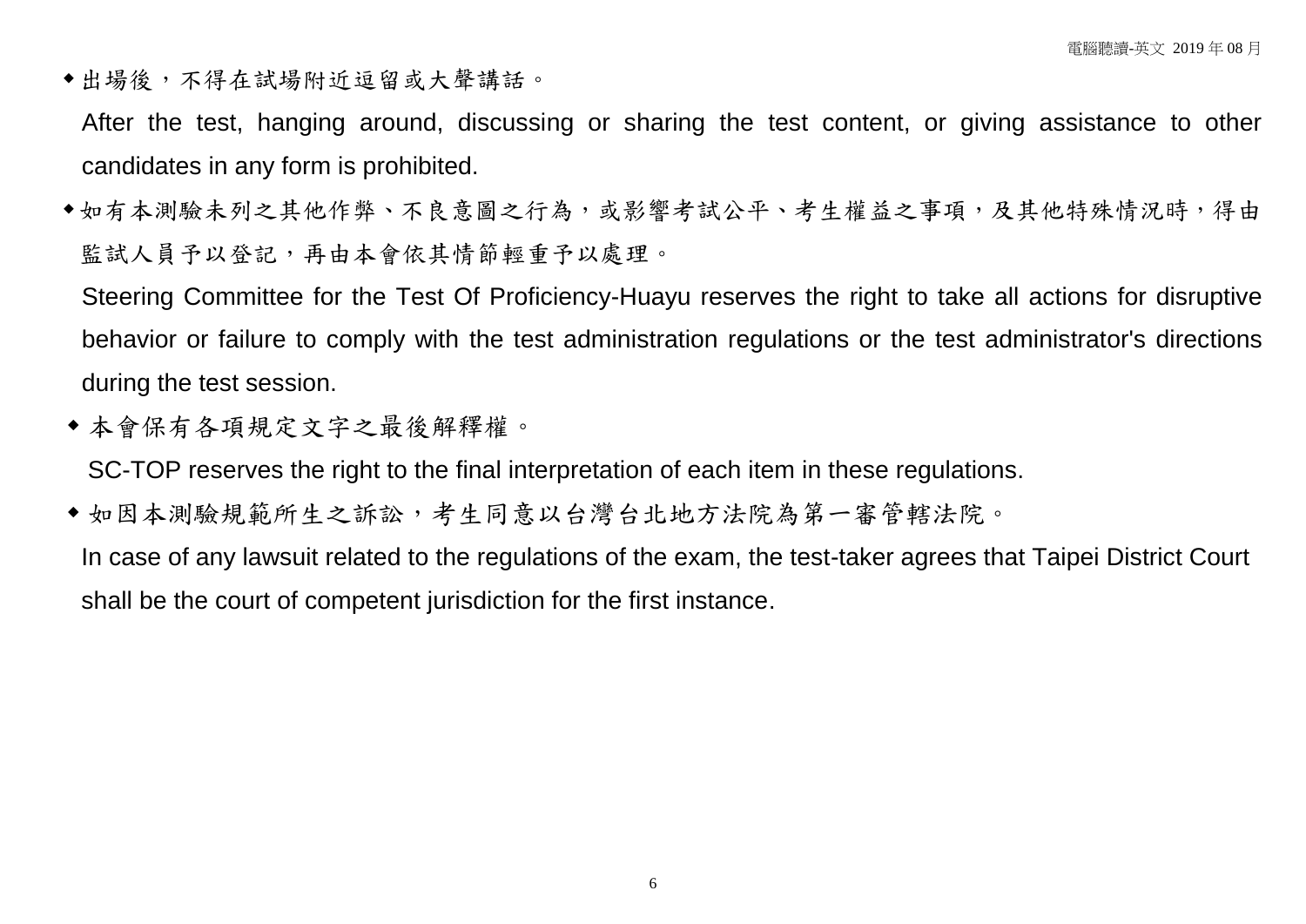- 出場後，不得在試場附近逗留或大聲講話。

  After the test, hanging around, discussing or sharing the test content, or giving assistance to other candidates in any form is prohibited.

- 如有本測驗未列之其他作弊、不良意圖之行為，或影響考試公平、考生權益之事項，及其他特殊情況時，得由監試人員予以登記，再由本會依其情節輕重予以處理。

  Steering Committee for the Test Of Proficiency-Huayu reserves the right to take all actions for disruptive behavior or failure to comply with the test administration regulations or the test administrator's directions during the test session.

- 本會保有各項規定文字之最後解釋權。

  SC-TOP reserves the right to the final interpretation of each item in these regulations.

- 如因本測驗規範所生之訴訟，考生同意以台灣台北地方法院為第一審管轄法院。

  In case of any lawsuit related to the regulations of the exam, the test-taker agrees that Taipei District Court shall be the court of competent jurisdiction for the first instance.